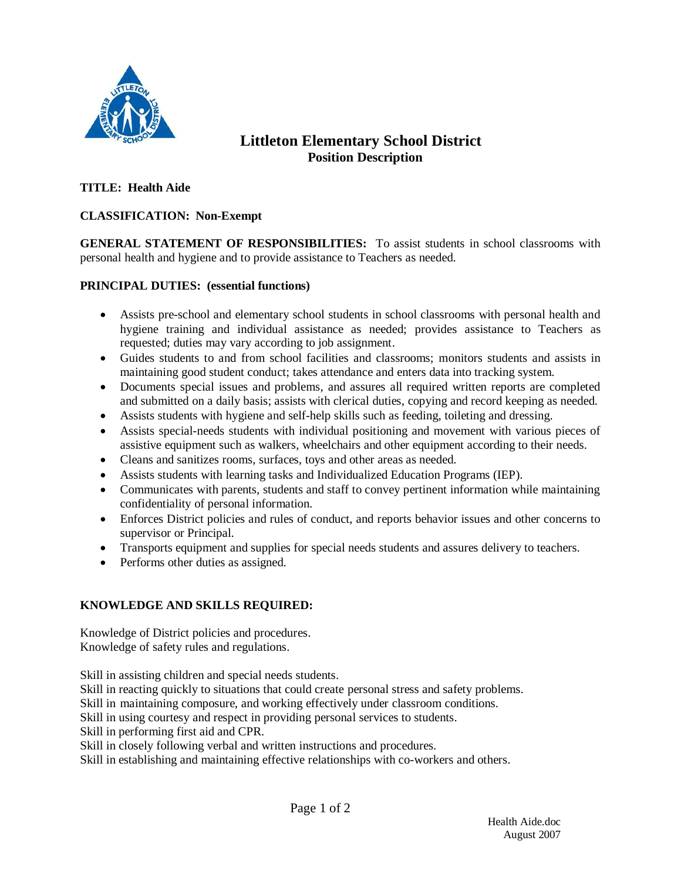# Littleton Elementary School District

## Position Description

**TITLE: Health Aide**

**CLASSIFICATION: Non-Exempt**

**GENERAL STATEMENT OF RESPONSIBILITIES:** To assist students in school classrooms with personal health and hygiene and to provide assistance to Teachers as needed.

**PRINCIPAL DUTIES: (essential functions)**

- Assists pre-school and elementary school students in school classrooms with personal health and hygiene training and individual assistance as needed; provides assistance to Teachers as requested; duties may vary according to job assignment.
- Guides students to and from school facilities and classrooms; monitors students and assists in maintaining good student conduct; takes attendance and enters data into tracking system.
- Documents special issues and problems, and assures all required written reports are completed and submitted on a daily basis; assists with clerical duties, copying and record keeping as needed.
- Assists students with hygiene and self-help skills such as feeding, toileting and dressing.
- Assists special-needs students with individual positioning and movement with various pieces of assistive equipment such as walkers, wheelchairs and other equipment according to their needs.
- Cleans and sanitizes rooms, surfaces, toys and other areas as needed.
- Assists students with learning tasks and Individualized Education Programs (IEP).
- Communicates with parents, students and staff to convey pertinent information while maintaining confidentiality of personal information.
- Enforces District policies and rules of conduct, and reports behavior issues and other concerns to supervisor or Principal.
- Transports equipment and supplies for special needs students and assures delivery to teachers.
- Performs other duties as assigned.

**KNOWLEDGE AND SKILLS REQUIRED:**

Knowledge of District policies and procedures.
Knowledge of safety rules and regulations.

Skill in assisting children and special needs students.
Skill in reacting quickly to situations that could create personal stress and safety problems.
Skill in maintaining composure, and working effectively under classroom conditions.
Skill in using courtesy and respect in providing personal services to students.
Skill in performing first aid and CPR.
Skill in closely following verbal and written instructions and procedures.
Skill in establishing and maintaining effective relationships with co-workers and others.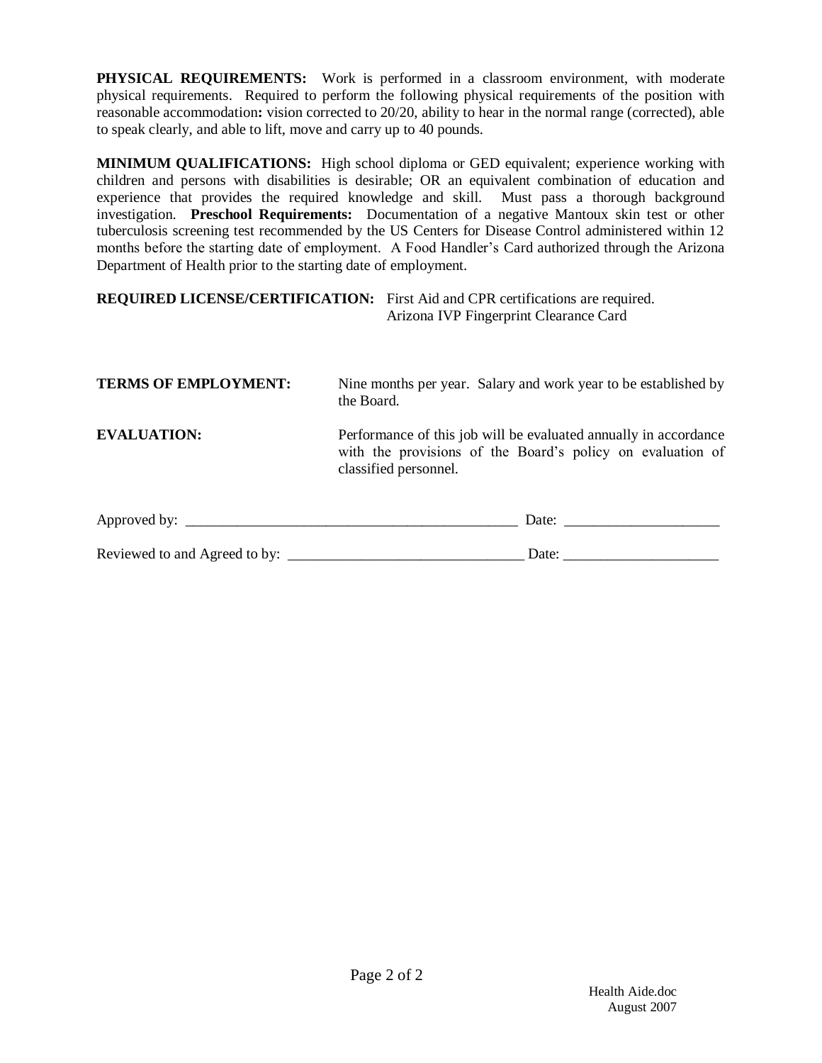**PHYSICAL REQUIREMENTS:** Work is performed in a classroom environment, with moderate physical requirements. Required to perform the following physical requirements of the position with reasonable accommodation**:** vision corrected to 20/20, ability to hear in the normal range (corrected), able to speak clearly, and able to lift, move and carry up to 40 pounds.

**MINIMUM QUALIFICATIONS:** High school diploma or GED equivalent; experience working with children and persons with disabilities is desirable; OR an equivalent combination of education and experience that provides the required knowledge and skill. Must pass a thorough background investigation. **Preschool Requirements:** Documentation of a negative Mantoux skin test or other tuberculosis screening test recommended by the US Centers for Disease Control administered within 12 months before the starting date of employment. A Food Handler's Card authorized through the Arizona Department of Health prior to the starting date of employment.

**REQUIRED LICENSE/CERTIFICATION:** First Aid and CPR certifications are required.
Arizona IVP Fingerprint Clearance Card

**TERMS OF EMPLOYMENT:** Nine months per year. Salary and work year to be established by the Board.

**EVALUATION:** Performance of this job will be evaluated annually in accordance with the provisions of the Board's policy on evaluation of classified personnel.

Approved by: _____________________________________________ Date: _____________________

Reviewed to and Agreed to by: ________________________________ Date: _____________________

Health Aide.doc
August 2007